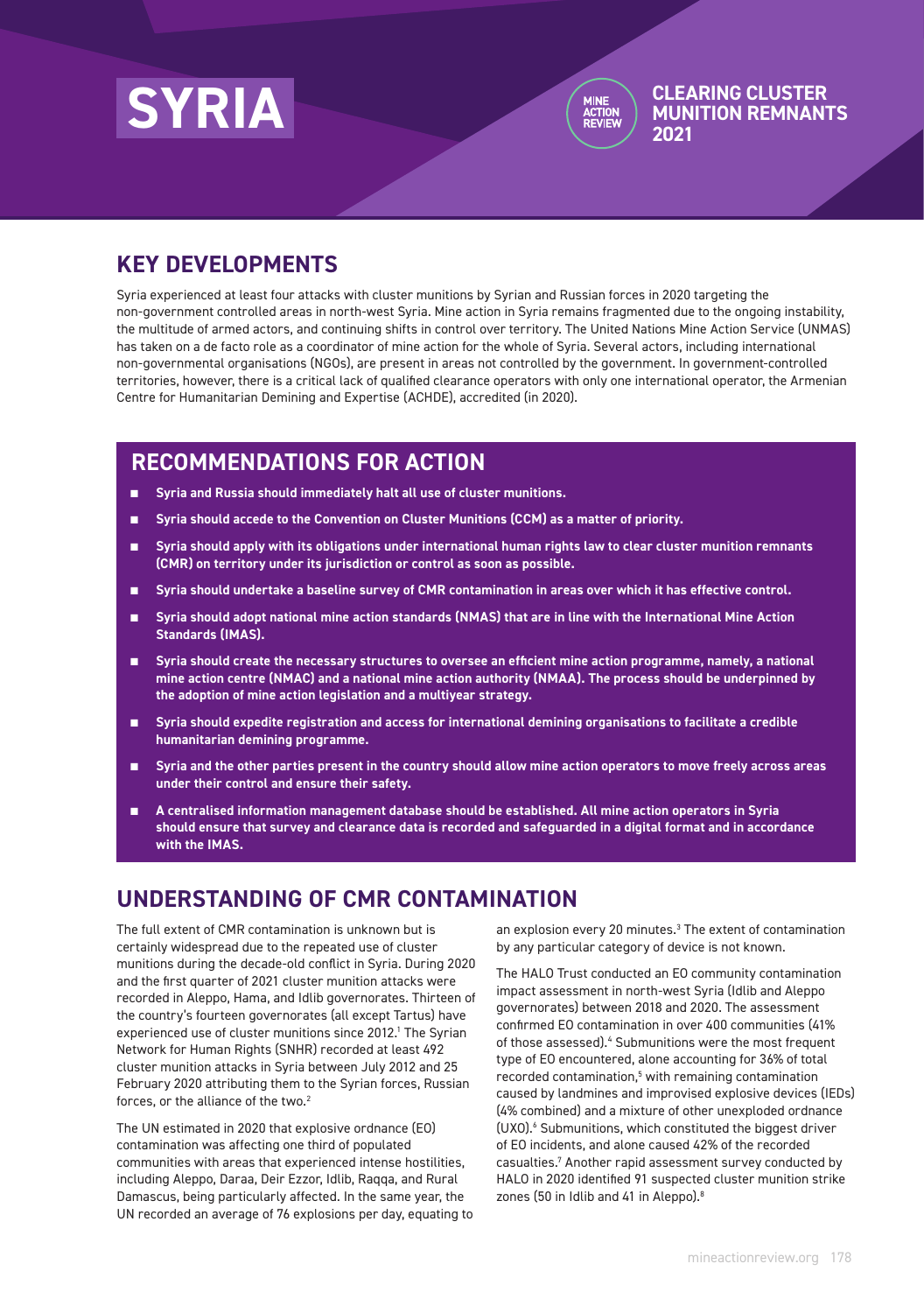# SYRIA

CLEARING CLUSTER MUNITION REMNANTS 2021

## KEY DEVELOPMENTS

Syria experienced at least four attacks with cluster munitions by Syrian and Russian forces in 2020 targeting the non-government controlled areas in north-west Syria. Mine action in Syria remains fragmented due to the ongoing instability, the multitude of armed actors, and continuing shifts in control over territory. The United Nations Mine Action Service (UNMAS) has taken on a de facto role as a coordinator of mine action for the whole of Syria. Several actors, including international non-governmental organisations (NGOs), are present in areas not controlled by the government. In government-controlled territories, however, there is a critical lack of qualified clearance operators with only one international operator, the Armenian Centre for Humanitarian Demining and Expertise (ACHDE), accredited (in 2020).

## RECOMMENDATIONS FOR ACTION

- **Syria and Russia should immediately halt all use of cluster munitions.**
- **Syria should accede to the Convention on Cluster Munitions (CCM) as a matter of priority.**
- **Syria should apply with its obligations under international human rights law to clear cluster munition remnants (CMR) on territory under its jurisdiction or control as soon as possible.**
- **Syria should undertake a baseline survey of CMR contamination in areas over which it has effective control.**
- **Syria should adopt national mine action standards (NMAS) that are in line with the International Mine Action Standards (IMAS).**
- **Syria should create the necessary structures to oversee an efficient mine action programme, namely, a national mine action centre (NMAC) and a national mine action authority (NMAA). The process should be underpinned by the adoption of mine action legislation and a multiyear strategy.**
- **Syria should expedite registration and access for international demining organisations to facilitate a credible humanitarian demining programme.**
- **Syria and the other parties present in the country should allow mine action operators to move freely across areas under their control and ensure their safety.**
- **A centralised information management database should be established. All mine action operators in Syria should ensure that survey and clearance data is recorded and safeguarded in a digital format and in accordance with the IMAS.**

## UNDERSTANDING OF CMR CONTAMINATION

The full extent of CMR contamination is unknown but is certainly widespread due to the repeated use of cluster munitions during the decade-old conflict in Syria. During 2020 and the first quarter of 2021 cluster munition attacks were recorded in Aleppo, Hama, and Idlib governorates. Thirteen of the country's fourteen governorates (all except Tartus) have experienced use of cluster munitions since 2012.[1] The Syrian Network for Human Rights (SNHR) recorded at least 492 cluster munition attacks in Syria between July 2012 and 25 February 2020 attributing them to the Syrian forces, Russian forces, or the alliance of the two.[2]

The UN estimated in 2020 that explosive ordnance (EO) contamination was affecting one third of populated communities with areas that experienced intense hostilities, including Aleppo, Daraa, Deir Ezzor, Idlib, Raqqa, and Rural Damascus, being particularly affected. In the same year, the UN recorded an average of 76 explosions per day, equating to an explosion every 20 minutes.[3] The extent of contamination by any particular category of device is not known.

The HALO Trust conducted an EO community contamination impact assessment in north-west Syria (Idlib and Aleppo governorates) between 2018 and 2020. The assessment confirmed EO contamination in over 400 communities (41% of those assessed).[4] Submunitions were the most frequent type of EO encountered, alone accounting for 36% of total recorded contamination,[5] with remaining contamination caused by landmines and improvised explosive devices (IEDs) (4% combined) and a mixture of other unexploded ordnance (UXO).[6] Submunitions, which constituted the biggest driver of EO incidents, and alone caused 42% of the recorded casualties.[7] Another rapid assessment survey conducted by HALO in 2020 identified 91 suspected cluster munition strike zones (50 in Idlib and 41 in Aleppo).[8]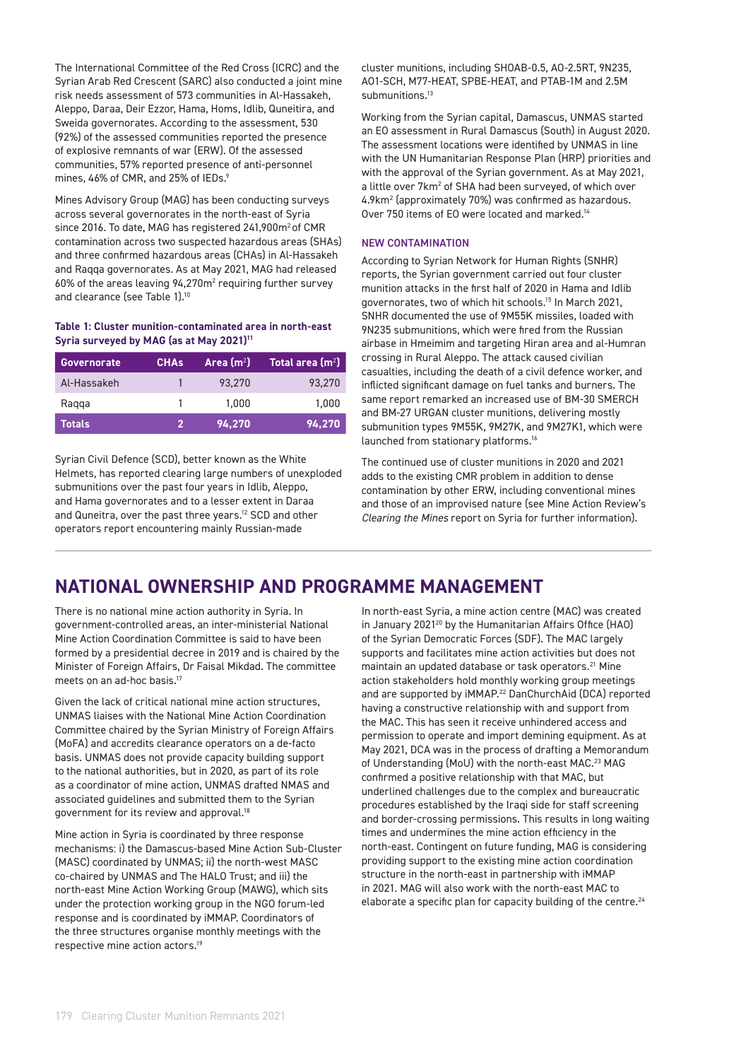The International Committee of the Red Cross (ICRC) and the Syrian Arab Red Crescent (SARC) also conducted a joint mine risk needs assessment of 573 communities in Al-Hassakeh, Aleppo, Daraa, Deir Ezzor, Hama, Homs, Idlib, Quneitra, and Sweida governorates. According to the assessment, 530 (92%) of the assessed communities reported the presence of explosive remnants of war (ERW). Of the assessed communities, 57% reported presence of anti-personnel mines, 46% of CMR, and 25% of IEDs.[9]

Mines Advisory Group (MAG) has been conducting surveys across several governorates in the north-east of Syria since 2016. To date, MAG has registered 241,900m² of CMR contamination across two suspected hazardous areas (SHAs) and three confirmed hazardous areas (CHAs) in Al-Hassakeh and Raqqa governorates. As at May 2021, MAG had released 60% of the areas leaving 94,270m² requiring further survey and clearance (see Table 1).[10]

**Table 1: Cluster munition-contaminated area in north-east Syria surveyed by MAG (as at May 2021)**[11]

| Governorate | CHAs | Area (m²) | Total area (m²) |
|---|---|---|---|
| Al-Hassakeh | 1 | 93,270 | 93,270 |
| Raqqa | 1 | 1,000 | 1,000 |
| **Totals** | **2** | **94,270** | **94,270** |

Syrian Civil Defence (SCD), better known as the White Helmets, has reported clearing large numbers of unexploded submunitions over the past four years in Idlib, Aleppo, and Hama governorates and to a lesser extent in Daraa and Quneitra, over the past three years.[12] SCD and other operators report encountering mainly Russian-made cluster munitions, including SHOAB-0.5, AO-2.5RT, 9N235, AO1-SCH, M77-HEAT, SPBE-HEAT, and PTAB-1M and 2.5M submunitions.[13]

Working from the Syrian capital, Damascus, UNMAS started an EO assessment in Rural Damascus (South) in August 2020. The assessment locations were identified by UNMAS in line with the UN Humanitarian Response Plan (HRP) priorities and with the approval of the Syrian government. As at May 2021, a little over 7km² of SHA had been surveyed, of which over 4.9km² (approximately 70%) was confirmed as hazardous. Over 750 items of EO were located and marked.[14]

### NEW CONTAMINATION

According to Syrian Network for Human Rights (SNHR) reports, the Syrian government carried out four cluster munition attacks in the first half of 2020 in Hama and Idlib governorates, two of which hit schools.[15] In March 2021, SNHR documented the use of 9M55K missiles, loaded with 9N235 submunitions, which were fired from the Russian airbase in Hmeimim and targeting Hiran area and al-Humran crossing in Rural Aleppo. The attack caused civilian casualties, including the death of a civil defence worker, and inflicted significant damage on fuel tanks and burners. The same report remarked an increased use of BM-30 SMERCH and BM-27 URGAN cluster munitions, delivering mostly submunition types 9M55K, 9M27K, and 9M27K1, which were launched from stationary platforms.[16]

The continued use of cluster munitions in 2020 and 2021 adds to the existing CMR problem in addition to dense contamination by other ERW, including conventional mines and those of an improvised nature (see Mine Action Review's *Clearing the Mines* report on Syria for further information).

## NATIONAL OWNERSHIP AND PROGRAMME MANAGEMENT

There is no national mine action authority in Syria. In government-controlled areas, an inter-ministerial National Mine Action Coordination Committee is said to have been formed by a presidential decree in 2019 and is chaired by the Minister of Foreign Affairs, Dr Faisal Mikdad. The committee meets on an ad-hoc basis.[17]

Given the lack of critical national mine action structures, UNMAS liaises with the National Mine Action Coordination Committee chaired by the Syrian Ministry of Foreign Affairs (MoFA) and accredits clearance operators on a de-facto basis. UNMAS does not provide capacity building support to the national authorities, but in 2020, as part of its role as a coordinator of mine action, UNMAS drafted NMAS and associated guidelines and submitted them to the Syrian government for its review and approval.[18]

Mine action in Syria is coordinated by three response mechanisms: i) the Damascus-based Mine Action Sub-Cluster (MASC) coordinated by UNMAS; ii) the north-west MASC co-chaired by UNMAS and The HALO Trust; and iii) the north-east Mine Action Working Group (MAWG), which sits under the protection working group in the NGO forum-led response and is coordinated by iMMAP. Coordinators of the three structures organise monthly meetings with the respective mine action actors.[19]

In north-east Syria, a mine action centre (MAC) was created in January 2021[20] by the Humanitarian Affairs Office (HAO) of the Syrian Democratic Forces (SDF). The MAC largely supports and facilitates mine action activities but does not maintain an updated database or task operators.[21] Mine action stakeholders hold monthly working group meetings and are supported by iMMAP.[22] DanChurchAid (DCA) reported having a constructive relationship with and support from the MAC. This has seen it receive unhindered access and permission to operate and import demining equipment. As at May 2021, DCA was in the process of drafting a Memorandum of Understanding (MoU) with the north-east MAC.[23] MAG confirmed a positive relationship with that MAC, but underlined challenges due to the complex and bureaucratic procedures established by the Iraqi side for staff screening and border-crossing permissions. This results in long waiting times and undermines the mine action efficiency in the north-east. Contingent on future funding, MAG is considering providing support to the existing mine action coordination structure in the north-east in partnership with iMMAP in 2021. MAG will also work with the north-east MAC to elaborate a specific plan for capacity building of the centre.[24]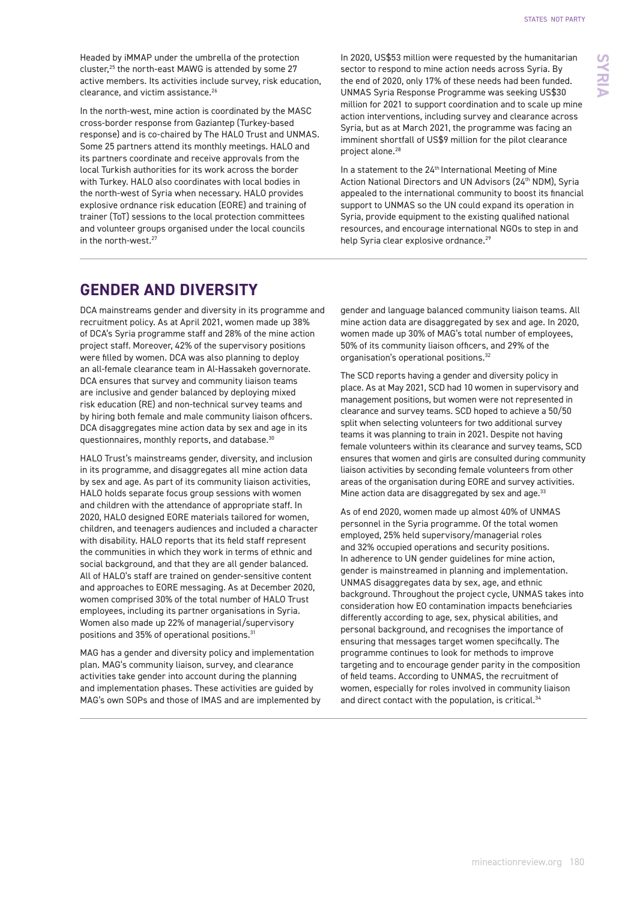Headed by iMMAP under the umbrella of the protection cluster,[25] the north-east MAWG is attended by some 27 active members. Its activities include survey, risk education, clearance, and victim assistance.[26]

In the north-west, mine action is coordinated by the MASC cross-border response from Gaziantep (Turkey-based response) and is co-chaired by The HALO Trust and UNMAS. Some 25 partners attend its monthly meetings. HALO and its partners coordinate and receive approvals from the local Turkish authorities for its work across the border with Turkey. HALO also coordinates with local bodies in the north-west of Syria when necessary. HALO provides explosive ordnance risk education (EORE) and training of trainer (ToT) sessions to the local protection committees and volunteer groups organised under the local councils in the north-west.[27]

In 2020, US$53 million were requested by the humanitarian sector to respond to mine action needs across Syria. By the end of 2020, only 17% of these needs had been funded. UNMAS Syria Response Programme was seeking US$30 million for 2021 to support coordination and to scale up mine action interventions, including survey and clearance across Syria, but as at March 2021, the programme was facing an imminent shortfall of US$9 million for the pilot clearance project alone.[28]

In a statement to the 24th International Meeting of Mine Action National Directors and UN Advisors (24th NDM), Syria appealed to the international community to boost its financial support to UNMAS so the UN could expand its operation in Syria, provide equipment to the existing qualified national resources, and encourage international NGOs to step in and help Syria clear explosive ordnance.[29]

## GENDER AND DIVERSITY

DCA mainstreams gender and diversity in its programme and recruitment policy. As at April 2021, women made up 38% of DCA's Syria programme staff and 28% of the mine action project staff. Moreover, 42% of the supervisory positions were filled by women. DCA was also planning to deploy an all-female clearance team in Al-Hassakeh governorate. DCA ensures that survey and community liaison teams are inclusive and gender balanced by deploying mixed risk education (RE) and non-technical survey teams and by hiring both female and male community liaison officers. DCA disaggregates mine action data by sex and age in its questionnaires, monthly reports, and database.[30]

HALO Trust's mainstreams gender, diversity, and inclusion in its programme, and disaggregates all mine action data by sex and age. As part of its community liaison activities, HALO holds separate focus group sessions with women and children with the attendance of appropriate staff. In 2020, HALO designed EORE materials tailored for women, children, and teenagers audiences and included a character with disability. HALO reports that its field staff represent the communities in which they work in terms of ethnic and social background, and that they are all gender balanced. All of HALO's staff are trained on gender-sensitive content and approaches to EORE messaging. As at December 2020, women comprised 30% of the total number of HALO Trust employees, including its partner organisations in Syria. Women also made up 22% of managerial/supervisory positions and 35% of operational positions.[31]

MAG has a gender and diversity policy and implementation plan. MAG's community liaison, survey, and clearance activities take gender into account during the planning and implementation phases. These activities are guided by MAG's own SOPs and those of IMAS and are implemented by gender and language balanced community liaison teams. All mine action data are disaggregated by sex and age. In 2020, women made up 30% of MAG's total number of employees, 50% of its community liaison officers, and 29% of the organisation's operational positions.[32]

The SCD reports having a gender and diversity policy in place. As at May 2021, SCD had 10 women in supervisory and management positions, but women were not represented in clearance and survey teams. SCD hoped to achieve a 50/50 split when selecting volunteers for two additional survey teams it was planning to train in 2021. Despite not having female volunteers within its clearance and survey teams, SCD ensures that women and girls are consulted during community liaison activities by seconding female volunteers from other areas of the organisation during EORE and survey activities. Mine action data are disaggregated by sex and age.[33]

As of end 2020, women made up almost 40% of UNMAS personnel in the Syria programme. Of the total women employed, 25% held supervisory/managerial roles and 32% occupied operations and security positions. In adherence to UN gender guidelines for mine action, gender is mainstreamed in planning and implementation. UNMAS disaggregates data by sex, age, and ethnic background. Throughout the project cycle, UNMAS takes into consideration how EO contamination impacts beneficiaries differently according to age, sex, physical abilities, and personal background, and recognises the importance of ensuring that messages target women specifically. The programme continues to look for methods to improve targeting and to encourage gender parity in the composition of field teams. According to UNMAS, the recruitment of women, especially for roles involved in community liaison and direct contact with the population, is critical.[34]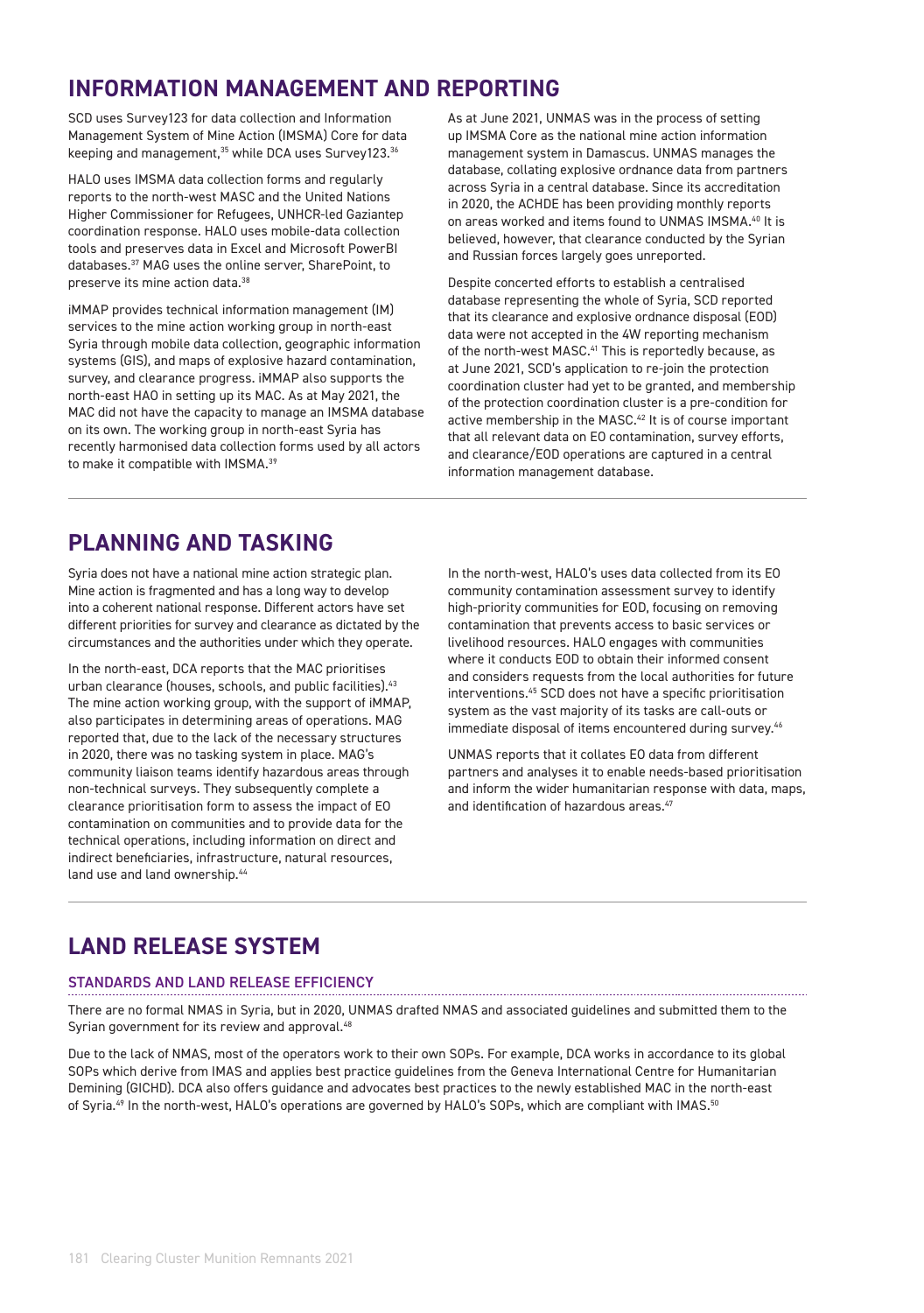## INFORMATION MANAGEMENT AND REPORTING

SCD uses Survey123 for data collection and Information Management System of Mine Action (IMSMA) Core for data keeping and management,[35] while DCA uses Survey123.[36]

HALO uses IMSMA data collection forms and regularly reports to the north-west MASC and the United Nations Higher Commissioner for Refugees, UNHCR-led Gaziantep coordination response. HALO uses mobile-data collection tools and preserves data in Excel and Microsoft PowerBI databases.[37] MAG uses the online server, SharePoint, to preserve its mine action data.[38]

iMMAP provides technical information management (IM) services to the mine action working group in north-east Syria through mobile data collection, geographic information systems (GIS), and maps of explosive hazard contamination, survey, and clearance progress. iMMAP also supports the north-east HAO in setting up its MAC. As at May 2021, the MAC did not have the capacity to manage an IMSMA database on its own. The working group in north-east Syria has recently harmonised data collection forms used by all actors to make it compatible with IMSMA.[39]

As at June 2021, UNMAS was in the process of setting up IMSMA Core as the national mine action information management system in Damascus. UNMAS manages the database, collating explosive ordnance data from partners across Syria in a central database. Since its accreditation in 2020, the ACHDE has been providing monthly reports on areas worked and items found to UNMAS IMSMA.[40] It is believed, however, that clearance conducted by the Syrian and Russian forces largely goes unreported.

Despite concerted efforts to establish a centralised database representing the whole of Syria, SCD reported that its clearance and explosive ordnance disposal (EOD) data were not accepted in the 4W reporting mechanism of the north-west MASC.[41] This is reportedly because, as at June 2021, SCD's application to re-join the protection coordination cluster had yet to be granted, and membership of the protection coordination cluster is a pre-condition for active membership in the MASC.[42] It is of course important that all relevant data on EO contamination, survey efforts, and clearance/EOD operations are captured in a central information management database.

## PLANNING AND TASKING

Syria does not have a national mine action strategic plan. Mine action is fragmented and has a long way to develop into a coherent national response. Different actors have set different priorities for survey and clearance as dictated by the circumstances and the authorities under which they operate.

In the north-east, DCA reports that the MAC prioritises urban clearance (houses, schools, and public facilities).[43] The mine action working group, with the support of iMMAP, also participates in determining areas of operations. MAG reported that, due to the lack of the necessary structures in 2020, there was no tasking system in place. MAG's community liaison teams identify hazardous areas through non-technical surveys. They subsequently complete a clearance prioritisation form to assess the impact of EO contamination on communities and to provide data for the technical operations, including information on direct and indirect beneficiaries, infrastructure, natural resources, land use and land ownership.[44]

In the north-west, HALO's uses data collected from its EO community contamination assessment survey to identify high-priority communities for EOD, focusing on removing contamination that prevents access to basic services or livelihood resources. HALO engages with communities where it conducts EOD to obtain their informed consent and considers requests from the local authorities for future interventions.[45] SCD does not have a specific prioritisation system as the vast majority of its tasks are call-outs or immediate disposal of items encountered during survey.[46]

UNMAS reports that it collates EO data from different partners and analyses it to enable needs-based prioritisation and inform the wider humanitarian response with data, maps, and identification of hazardous areas.[47]

## LAND RELEASE SYSTEM

### STANDARDS AND LAND RELEASE EFFICIENCY

There are no formal NMAS in Syria, but in 2020, UNMAS drafted NMAS and associated guidelines and submitted them to the Syrian government for its review and approval.[48]

Due to the lack of NMAS, most of the operators work to their own SOPs. For example, DCA works in accordance to its global SOPs which derive from IMAS and applies best practice guidelines from the Geneva International Centre for Humanitarian Demining (GICHD). DCA also offers guidance and advocates best practices to the newly established MAC in the north-east of Syria.[49] In the north-west, HALO's operations are governed by HALO's SOPs, which are compliant with IMAS.[50]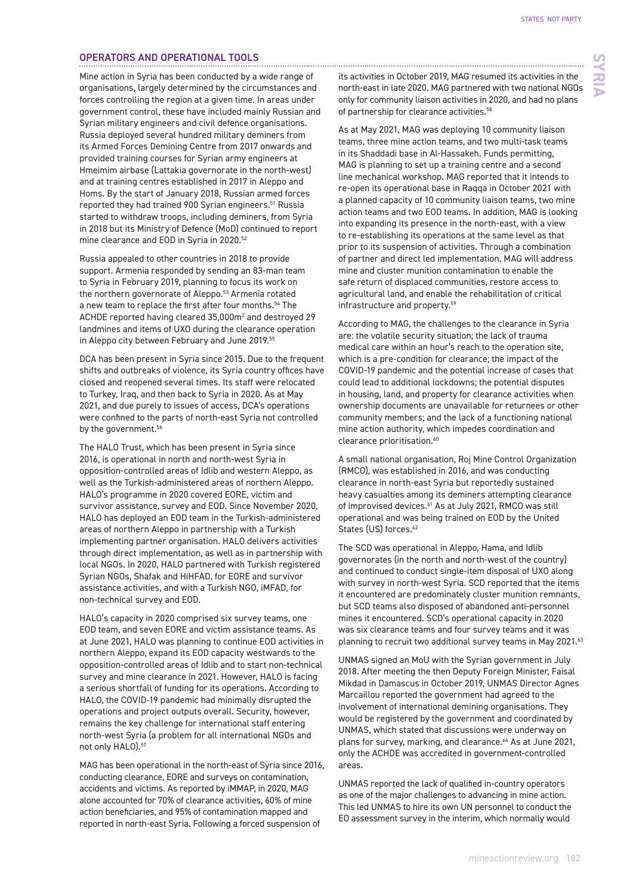## OPERATORS AND OPERATIONAL TOOLS

Mine action in Syria has been conducted by a wide range of organisations, largely determined by the circumstances and forces controlling the region at a given time. In areas under government control, these have included mainly Russian and Syrian military engineers and civil defence organisations. Russia deployed several hundred military deminers from its Armed Forces Demining Centre from 2017 onwards and provided training courses for Syrian army engineers at Hmeimim airbase (Lattakia governorate in the north-west) and at training centres established in 2017 in Aleppo and Homs. By the start of January 2018, Russian armed forces reported they had trained 900 Syrian engineers.[51] Russia started to withdraw troops, including deminers, from Syria in 2018 but its Ministry of Defence (MoD) continued to report mine clearance and EOD in Syria in 2020.[52]

Russia appealed to other countries in 2018 to provide support. Armenia responded by sending an 83-man team to Syria in February 2019, planning to focus its work on the northern governorate of Aleppo.[53] Armenia rotated a new team to replace the first after four months.[54] The ACHDE reported having cleared 35,000m² and destroyed 29 landmines and items of UXO during the clearance operation in Aleppo city between February and June 2019.[55]

DCA has been present in Syria since 2015. Due to the frequent shifts and outbreaks of violence, its Syria country offices have closed and reopened several times. Its staff were relocated to Turkey, Iraq, and then back to Syria in 2020. As at May 2021, and due purely to issues of access, DCA's operations were confined to the parts of north-east Syria not controlled by the government.[56]

The HALO Trust, which has been present in Syria since 2016, is operational in north and north-west Syria in opposition-controlled areas of Idlib and western Aleppo, as well as the Turkish-administered areas of northern Aleppo. HALO's programme in 2020 covered EORE, victim and survivor assistance, survey and EOD. Since November 2020, HALO has deployed an EOD team in the Turkish-administered areas of northern Aleppo in partnership with a Turkish implementing partner organisation. HALO delivers activities through direct implementation, as well as in partnership with local NGOs. In 2020, HALO partnered with Turkish registered Syrian NGOs, Shafak and HiHFAD, for EORE and survivor assistance activities, and with a Turkish NGO, iMFAD, for non-technical survey and EOD.

HALO's capacity in 2020 comprised six survey teams, one EOD team, and seven EORE and victim assistance teams. As at June 2021, HALO was planning to continue EOD activities in northern Aleppo, expand its EOD capacity westwards to the opposition-controlled areas of Idlib and to start non-technical survey and mine clearance in 2021. However, HALO is facing a serious shortfall of funding for its operations. According to HALO, the COVID-19 pandemic had minimally disrupted the operations and project outputs overall. Security, however, remains the key challenge for international staff entering north-west Syria (a problem for all international NGOs and not only HALO).[57]

MAG has been operational in the north-east of Syria since 2016, conducting clearance, EORE and surveys on contamination, accidents and victims. As reported by iMMAP, in 2020, MAG alone accounted for 70% of clearance activities, 60% of mine action beneficiaries, and 95% of contamination mapped and reported in north-east Syria. Following a forced suspension of its activities in October 2019, MAG resumed its activities in the north-east in late 2020. MAG partnered with two national NGOs only for community liaison activities in 2020, and had no plans of partnership for clearance activities.[58]

As at May 2021, MAG was deploying 10 community liaison teams, three mine action teams, and two multi-task teams in its Shaddadi base in Al-Hassakeh. Funds permitting, MAG is planning to set up a training centre and a second line mechanical workshop. MAG reported that it intends to re-open its operational base in Raqqa in October 2021 with a planned capacity of 10 community liaison teams, two mine action teams and two EOD teams. In addition, MAG is looking into expanding its presence in the north-east, with a view to re-establishing its operations at the same level as that prior to its suspension of activities. Through a combination of partner and direct led implementation, MAG will address mine and cluster munition contamination to enable the safe return of displaced communities, restore access to agricultural land, and enable the rehabilitation of critical infrastructure and property.[59]

According to MAG, the challenges to the clearance in Syria are: the volatile security situation; the lack of trauma medical care within an hour's reach to the operation site, which is a pre-condition for clearance; the impact of the COVID-19 pandemic and the potential increase of cases that could lead to additional lockdowns; the potential disputes in housing, land, and property for clearance activities when ownership documents are unavailable for returnees or other community members; and the lack of a functioning national mine action authority, which impedes coordination and clearance prioritisation.[60]

A small national organisation, Roj Mine Control Organization (RMCO), was established in 2016, and was conducting clearance in north-east Syria but reportedly sustained heavy casualties among its deminers attempting clearance of improvised devices.[61] As at July 2021, RMCO was still operational and was being trained on EOD by the United States (US) forces.[62]

The SCD was operational in Aleppo, Hama, and Idlib governorates (in the north and north-west of the country) and continued to conduct single-item disposal of UXO along with survey in north-west Syria. SCD reported that the items it encountered are predominately cluster munition remnants, but SCD teams also disposed of abandoned anti-personnel mines it encountered. SCD's operational capacity in 2020 was six clearance teams and four survey teams and it was planning to recruit two additional survey teams in May 2021.[63]

UNMAS signed an MoU with the Syrian government in July 2018. After meeting the then Deputy Foreign Minister, Faisal Mikdad in Damascus in October 2019, UNMAS Director Agnes Marcaillou reported the government had agreed to the involvement of international demining organisations. They would be registered by the government and coordinated by UNMAS, which stated that discussions were underway on plans for survey, marking, and clearance.[64] As at June 2021, only the ACHDE was accredited in government-controlled areas.

UNMAS reported the lack of qualified in-country operators as one of the major challenges to advancing in mine action. This led UNMAS to hire its own UN personnel to conduct the EO assessment survey in the interim, which normally would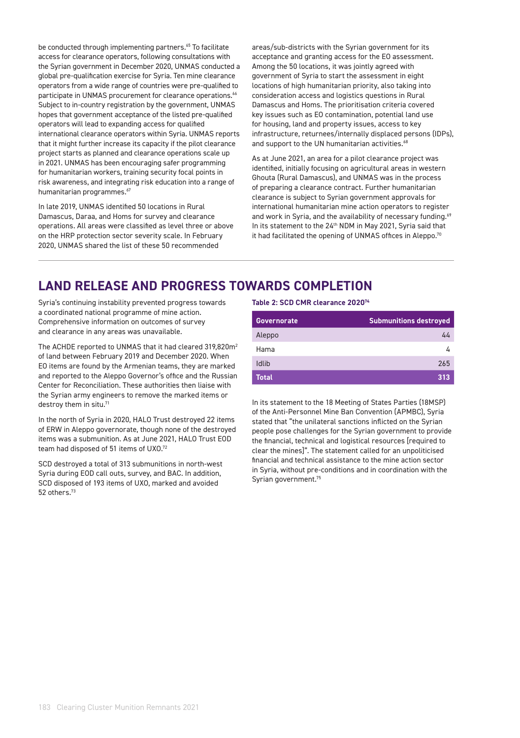be conducted through implementing partners.[65] To facilitate access for clearance operators, following consultations with the Syrian government in December 2020, UNMAS conducted a global pre-qualification exercise for Syria. Ten mine clearance operators from a wide range of countries were pre-qualified to participate in UNMAS procurement for clearance operations.[66] Subject to in-country registration by the government, UNMAS hopes that government acceptance of the listed pre-qualified operators will lead to expanding access for qualified international clearance operators within Syria. UNMAS reports that it might further increase its capacity if the pilot clearance project starts as planned and clearance operations scale up in 2021. UNMAS has been encouraging safer programming for humanitarian workers, training security focal points in risk awareness, and integrating risk education into a range of humanitarian programmes.[67]

In late 2019, UNMAS identified 50 locations in Rural Damascus, Daraa, and Homs for survey and clearance operations. All areas were classified as level three or above on the HRP protection sector severity scale. In February 2020, UNMAS shared the list of these 50 recommended areas/sub-districts with the Syrian government for its acceptance and granting access for the EO assessment. Among the 50 locations, it was jointly agreed with government of Syria to start the assessment in eight locations of high humanitarian priority, also taking into consideration access and logistics questions in Rural Damascus and Homs. The prioritisation criteria covered key issues such as EO contamination, potential land use for housing, land and property issues, access to key infrastructure, returnees/internally displaced persons (IDPs), and support to the UN humanitarian activities.[68]

As at June 2021, an area for a pilot clearance project was identified, initially focusing on agricultural areas in western Ghouta (Rural Damascus), and UNMAS was in the process of preparing a clearance contract. Further humanitarian clearance is subject to Syrian government approvals for international humanitarian mine action operators to register and work in Syria, and the availability of necessary funding.[69] In its statement to the 24th NDM in May 2021, Syria said that it had facilitated the opening of UNMAS offices in Aleppo.[70]

## LAND RELEASE AND PROGRESS TOWARDS COMPLETION

Syria's continuing instability prevented progress towards a coordinated national programme of mine action. Comprehensive information on outcomes of survey and clearance in any areas was unavailable.

The ACHDE reported to UNMAS that it had cleared 319,820m² of land between February 2019 and December 2020. When EO items are found by the Armenian teams, they are marked and reported to the Aleppo Governor's office and the Russian Center for Reconciliation. These authorities then liaise with the Syrian army engineers to remove the marked items or destroy them in situ.[71]

In the north of Syria in 2020, HALO Trust destroyed 22 items of ERW in Aleppo governorate, though none of the destroyed items was a submunition. As at June 2021, HALO Trust EOD team had disposed of 51 items of UXO.[72]

SCD destroyed a total of 313 submunitions in north-west Syria during EOD call outs, survey, and BAC. In addition, SCD disposed of 193 items of UXO, marked and avoided 52 others.[73]

**Table 2: SCD CMR clearance 2020[74]**

| Governorate | Submunitions destroyed |
|---|---|
| Aleppo | 44 |
| Hama | 4 |
| Idlib | 265 |
| **Total** | **313** |

In its statement to the 18 Meeting of States Parties (18MSP) of the Anti-Personnel Mine Ban Convention (APMBC), Syria stated that "the unilateral sanctions inflicted on the Syrian people pose challenges for the Syrian government to provide the financial, technical and logistical resources [required to clear the mines]". The statement called for an unpoliticised financial and technical assistance to the mine action sector in Syria, without pre-conditions and in coordination with the Syrian government.[75]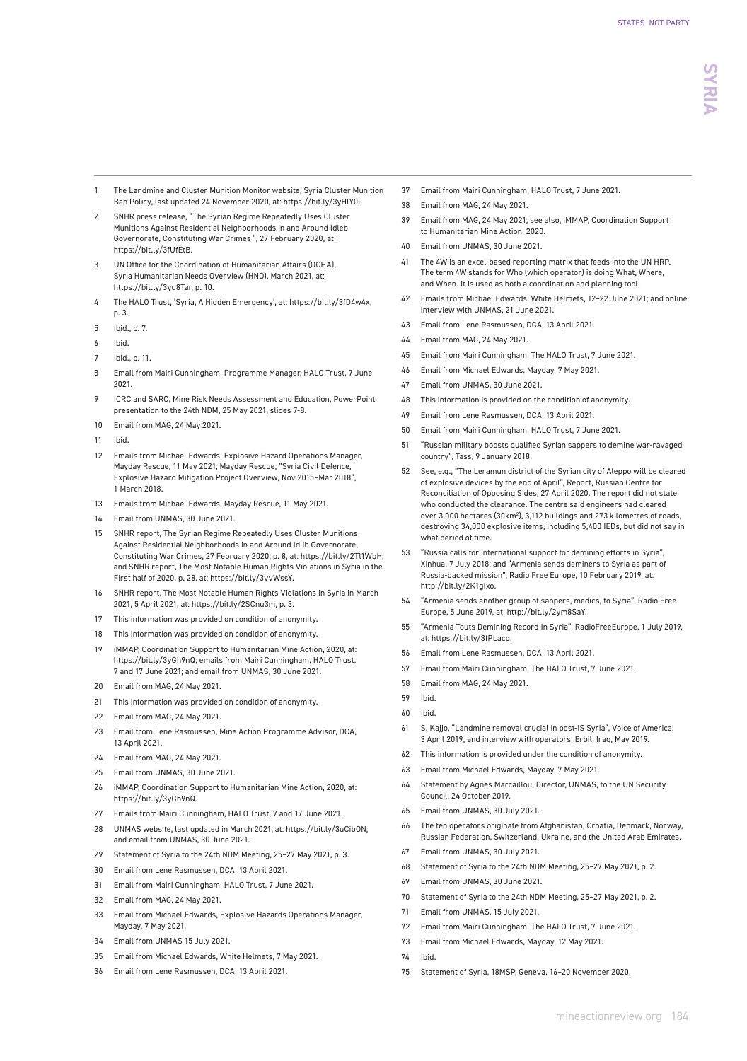1 The Landmine and Cluster Munition Monitor website, Syria Cluster Munition Ban Policy, last updated 24 November 2020, at: https://bit.ly/3yHlY0i.

2 SNHR press release, "The Syrian Regime Repeatedly Uses Cluster Munitions Against Residential Neighborhoods in and Around Idleb Governorate, Constituting War Crimes ", 27 February 2020, at: https://bit.ly/3fUfEtB.

3 UN Office for the Coordination of Humanitarian Affairs (OCHA), Syria Humanitarian Needs Overview (HNO), March 2021, at: https://bit.ly/3yu8Tar, p. 10.

4 The HALO Trust, 'Syria, A Hidden Emergency', at: https://bit.ly/3fD4w4x, p. 3.

5 Ibid., p. 7.

6 Ibid.

7 Ibid., p. 11.

8 Email from Mairi Cunningham, Programme Manager, HALO Trust, 7 June 2021.

9 ICRC and SARC, Mine Risk Needs Assessment and Education, PowerPoint presentation to the 24th NDM, 25 May 2021, slides 7–8.

10 Email from MAG, 24 May 2021.

11 Ibid.

12 Emails from Michael Edwards, Explosive Hazard Operations Manager, Mayday Rescue, 11 May 2021; Mayday Rescue, "Syria Civil Defence, Explosive Hazard Mitigation Project Overview, Nov 2015–Mar 2018", 1 March 2018.

13 Emails from Michael Edwards, Mayday Rescue, 11 May 2021.

14 Email from UNMAS, 30 June 2021.

15 SNHR report, The Syrian Regime Repeatedly Uses Cluster Munitions Against Residential Neighborhoods in and Around Idlib Governorate, Constituting War Crimes, 27 February 2020, p. 8, at: https://bit.ly/2Tl1WbH; and SNHR report, The Most Notable Human Rights Violations in Syria in the First half of 2020, p. 28, at: https://bit.ly/3vvWssY.

16 SNHR report, The Most Notable Human Rights Violations in Syria in March 2021, 5 April 2021, at: https://bit.ly/2SCnu3m, p. 3.

17 This information was provided on condition of anonymity.

18 This information was provided on condition of anonymity.

19 iMMAP, Coordination Support to Humanitarian Mine Action, 2020, at: https://bit.ly/3yGh9nQ; emails from Mairi Cunningham, HALO Trust, 7 and 17 June 2021; and email from UNMAS, 30 June 2021.

20 Email from MAG, 24 May 2021.

21 This information was provided on condition of anonymity.

22 Email from MAG, 24 May 2021.

23 Email from Lene Rasmussen, Mine Action Programme Advisor, DCA, 13 April 2021.

24 Email from MAG, 24 May 2021.

25 Email from UNMAS, 30 June 2021.

26 iMMAP, Coordination Support to Humanitarian Mine Action, 2020, at: https://bit.ly/3yGh9nQ.

27 Emails from Mairi Cunningham, HALO Trust, 7 and 17 June 2021.

28 UNMAS website, last updated in March 2021, at: https://bit.ly/3uCibON; and email from UNMAS, 30 June 2021.

29 Statement of Syria to the 24th NDM Meeting, 25–27 May 2021, p. 3.

30 Email from Lene Rasmussen, DCA, 13 April 2021.

31 Email from Mairi Cunningham, HALO Trust, 7 June 2021.

32 Email from MAG, 24 May 2021.

33 Email from Michael Edwards, Explosive Hazards Operations Manager, Mayday, 7 May 2021.

34 Email from UNMAS 15 July 2021.

35 Email from Michael Edwards, White Helmets, 7 May 2021.

36 Email from Lene Rasmussen, DCA, 13 April 2021.

37 Email from Mairi Cunningham, HALO Trust, 7 June 2021.

38 Email from MAG, 24 May 2021.

39 Email from MAG, 24 May 2021; see also, iMMAP, Coordination Support to Humanitarian Mine Action, 2020.

40 Email from UNMAS, 30 June 2021.

41 The 4W is an excel-based reporting matrix that feeds into the UN HRP. The term 4W stands for Who (which operator) is doing What, Where, and When. It is used as both a coordination and planning tool.

42 Emails from Michael Edwards, White Helmets, 12–22 June 2021; and online interview with UNMAS, 21 June 2021.

43 Email from Lene Rasmussen, DCA, 13 April 2021.

44 Email from MAG, 24 May 2021.

45 Email from Mairi Cunningham, The HALO Trust, 7 June 2021.

46 Email from Michael Edwards, Mayday, 7 May 2021.

47 Email from UNMAS, 30 June 2021.

48 This information is provided on the condition of anonymity.

49 Email from Lene Rasmussen, DCA, 13 April 2021.

50 Email from Mairi Cunningham, HALO Trust, 7 June 2021.

51 "Russian military boosts qualified Syrian sappers to demine war-ravaged country", Tass, 9 January 2018.

52 See, e.g., "The Leramun district of the Syrian city of Aleppo will be cleared of explosive devices by the end of April", Report, Russian Centre for Reconciliation of Opposing Sides, 27 April 2020. The report did not state who conducted the clearance. The centre said engineers had cleared over 3,000 hectares (30km$^2$), 3,112 buildings and 273 kilometres of roads, destroying 34,000 explosive items, including 5,400 IEDs, but did not say in what period of time.

53 "Russia calls for international support for demining efforts in Syria", Xinhua, 7 July 2018; and "Armenia sends deminers to Syria as part of Russia-backed mission", Radio Free Europe, 10 February 2019, at: http://bit.ly/2K1glxo.

54 "Armenia sends another group of sappers, medics, to Syria", Radio Free Europe, 5 June 2019, at: http://bit.ly/2ym8SaY.

55 "Armenia Touts Demining Record In Syria", RadioFreeEurope, 1 July 2019, at: https://bit.ly/3fPLacq.

56 Email from Lene Rasmussen, DCA, 13 April 2021.

57 Email from Mairi Cunningham, The HALO Trust, 7 June 2021.

58 Email from MAG, 24 May 2021.

59 Ibid.

60 Ibid.

61 S. Kajjo, "Landmine removal crucial in post-IS Syria", Voice of America, 3 April 2019; and interview with operators, Erbil, Iraq, May 2019.

62 This information is provided under the condition of anonymity.

63 Email from Michael Edwards, Mayday, 7 May 2021.

64 Statement by Agnes Marcaillou, Director, UNMAS, to the UN Security Council, 24 October 2019.

65 Email from UNMAS, 30 July 2021.

66 The ten operators originate from Afghanistan, Croatia, Denmark, Norway, Russian Federation, Switzerland, Ukraine, and the United Arab Emirates.

67 Email from UNMAS, 30 July 2021.

68 Statement of Syria to the 24th NDM Meeting, 25–27 May 2021, p. 2.

69 Email from UNMAS, 30 June 2021.

70 Statement of Syria to the 24th NDM Meeting, 25–27 May 2021, p. 2.

71 Email from UNMAS, 15 July 2021.

72 Email from Mairi Cunningham, The HALO Trust, 7 June 2021.

73 Email from Michael Edwards, Mayday, 12 May 2021.

74 Ibid.

75 Statement of Syria, 18MSP, Geneva, 16–20 November 2020.